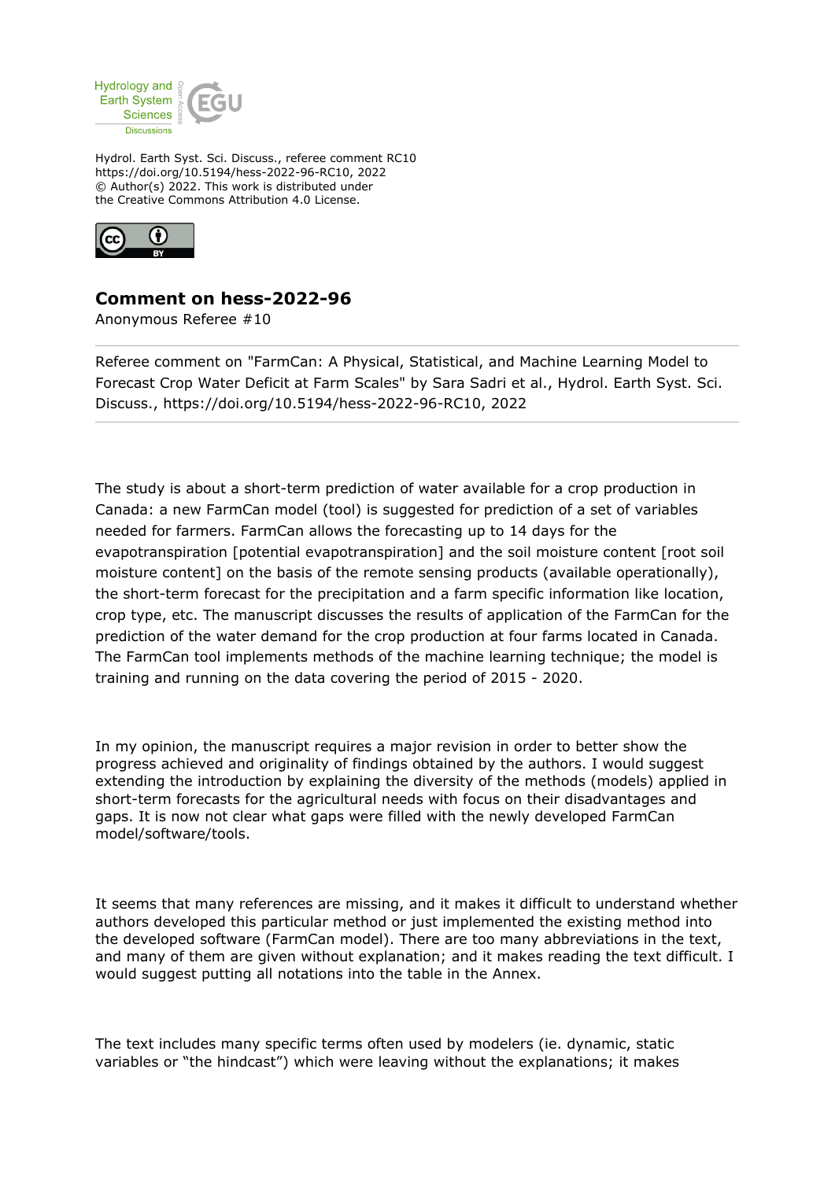Hydrol. Earth Syst. Sci. Discuss., referee comment RC10
https://doi.org/10.5194/hess-2022-96-RC10, 2022
© Author(s) 2022. This work is distributed under
the Creative Commons Attribution 4.0 License.

## Comment on hess-2022-96

Anonymous Referee #10

Referee comment on "FarmCan: A Physical, Statistical, and Machine Learning Model to Forecast Crop Water Deficit at Farm Scales" by Sara Sadri et al., Hydrol. Earth Syst. Sci. Discuss., https://doi.org/10.5194/hess-2022-96-RC10, 2022

The study is about a short-term prediction of water available for a crop production in Canada: a new FarmCan model (tool) is suggested for prediction of a set of variables needed for farmers. FarmCan allows the forecasting up to 14 days for the evapotranspiration [potential evapotranspiration] and the soil moisture content [root soil moisture content] on the basis of the remote sensing products (available operationally), the short-term forecast for the precipitation and a farm specific information like location, crop type, etc. The manuscript discusses the results of application of the FarmCan for the prediction of the water demand for the crop production at four farms located in Canada. The FarmCan tool implements methods of the machine learning technique; the model is training and running on the data covering the period of 2015 - 2020.

In my opinion, the manuscript requires a major revision in order to better show the progress achieved and originality of findings obtained by the authors. I would suggest extending the introduction by explaining the diversity of the methods (models) applied in short-term forecasts for the agricultural needs with focus on their disadvantages and gaps. It is now not clear what gaps were filled with the newly developed FarmCan model/software/tools.

It seems that many references are missing, and it makes it difficult to understand whether authors developed this particular method or just implemented the existing method into the developed software (FarmCan model). There are too many abbreviations in the text, and many of them are given without explanation; and it makes reading the text difficult. I would suggest putting all notations into the table in the Annex.

The text includes many specific terms often used by modelers (ie. dynamic, static variables or "the hindcast") which were leaving without the explanations; it makes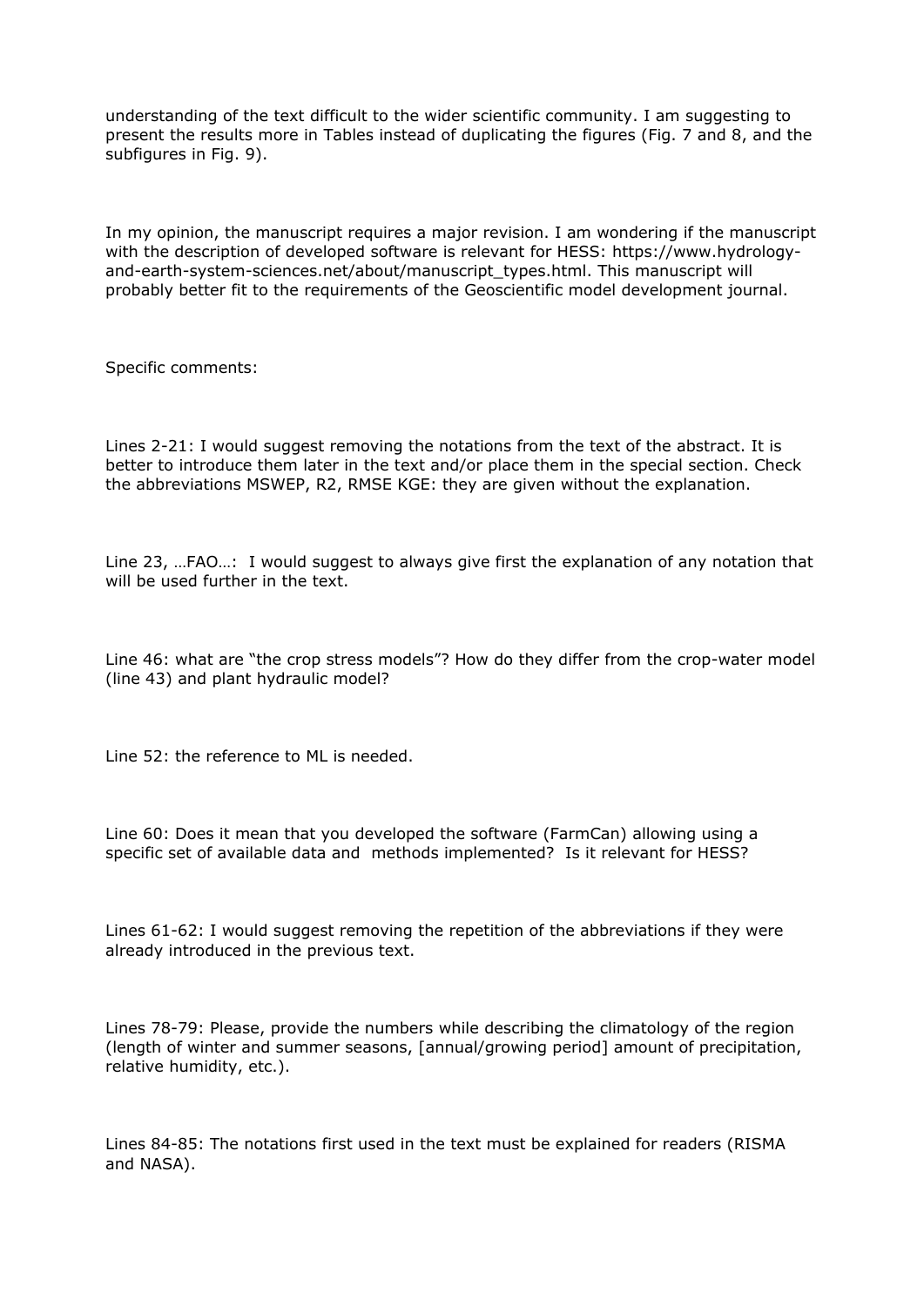understanding of the text difficult to the wider scientific community. I am suggesting to present the results more in Tables instead of duplicating the figures (Fig. 7 and 8, and the subfigures in Fig. 9).

In my opinion, the manuscript requires a major revision. I am wondering if the manuscript with the description of developed software is relevant for HESS: https://www.hydrology-and-earth-system-sciences.net/about/manuscript_types.html. This manuscript will probably better fit to the requirements of the Geoscientific model development journal.

Specific comments:

Lines 2-21: I would suggest removing the notations from the text of the abstract. It is better to introduce them later in the text and/or place them in the special section. Check the abbreviations MSWEP, R2, RMSE KGE: they are given without the explanation.

Line 23, …FAO…: I would suggest to always give first the explanation of any notation that will be used further in the text.

Line 46: what are "the crop stress models"? How do they differ from the crop-water model (line 43) and plant hydraulic model?

Line 52: the reference to ML is needed.

Line 60: Does it mean that you developed the software (FarmCan) allowing using a specific set of available data and methods implemented? Is it relevant for HESS?

Lines 61-62: I would suggest removing the repetition of the abbreviations if they were already introduced in the previous text.

Lines 78-79: Please, provide the numbers while describing the climatology of the region (length of winter and summer seasons, [annual/growing period] amount of precipitation, relative humidity, etc.).

Lines 84-85: The notations first used in the text must be explained for readers (RISMA and NASA).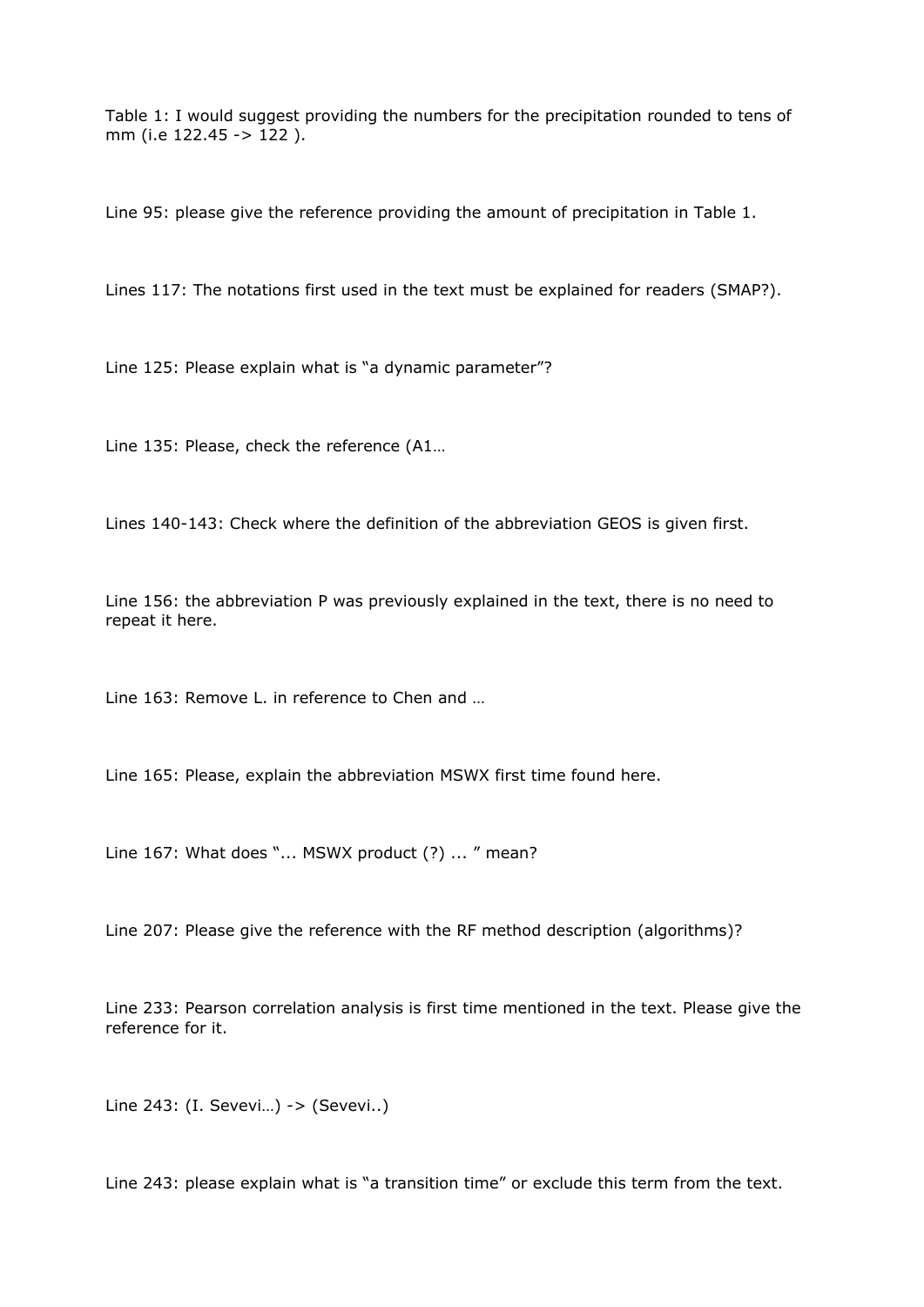Table 1: I would suggest providing the numbers for the precipitation rounded to tens of mm (i.e 122.45 -> 122 ).

Line 95: please give the reference providing the amount of precipitation in Table 1.

Lines 117: The notations first used in the text must be explained for readers (SMAP?).

Line 125: Please explain what is "a dynamic parameter"?

Line 135: Please, check the reference (A1…

Lines 140-143: Check where the definition of the abbreviation GEOS is given first.

Line 156: the abbreviation P was previously explained in the text, there is no need to repeat it here.

Line 163: Remove L. in reference to Chen and …

Line 165: Please, explain the abbreviation MSWX first time found here.

Line 167: What does "... MSWX product (?) ... " mean?

Line 207: Please give the reference with the RF method description (algorithms)?

Line 233: Pearson correlation analysis is first time mentioned in the text. Please give the reference for it.

Line 243: (I. Sevevi…) -> (Sevevi..)

Line 243: please explain what is "a transition time" or exclude this term from the text.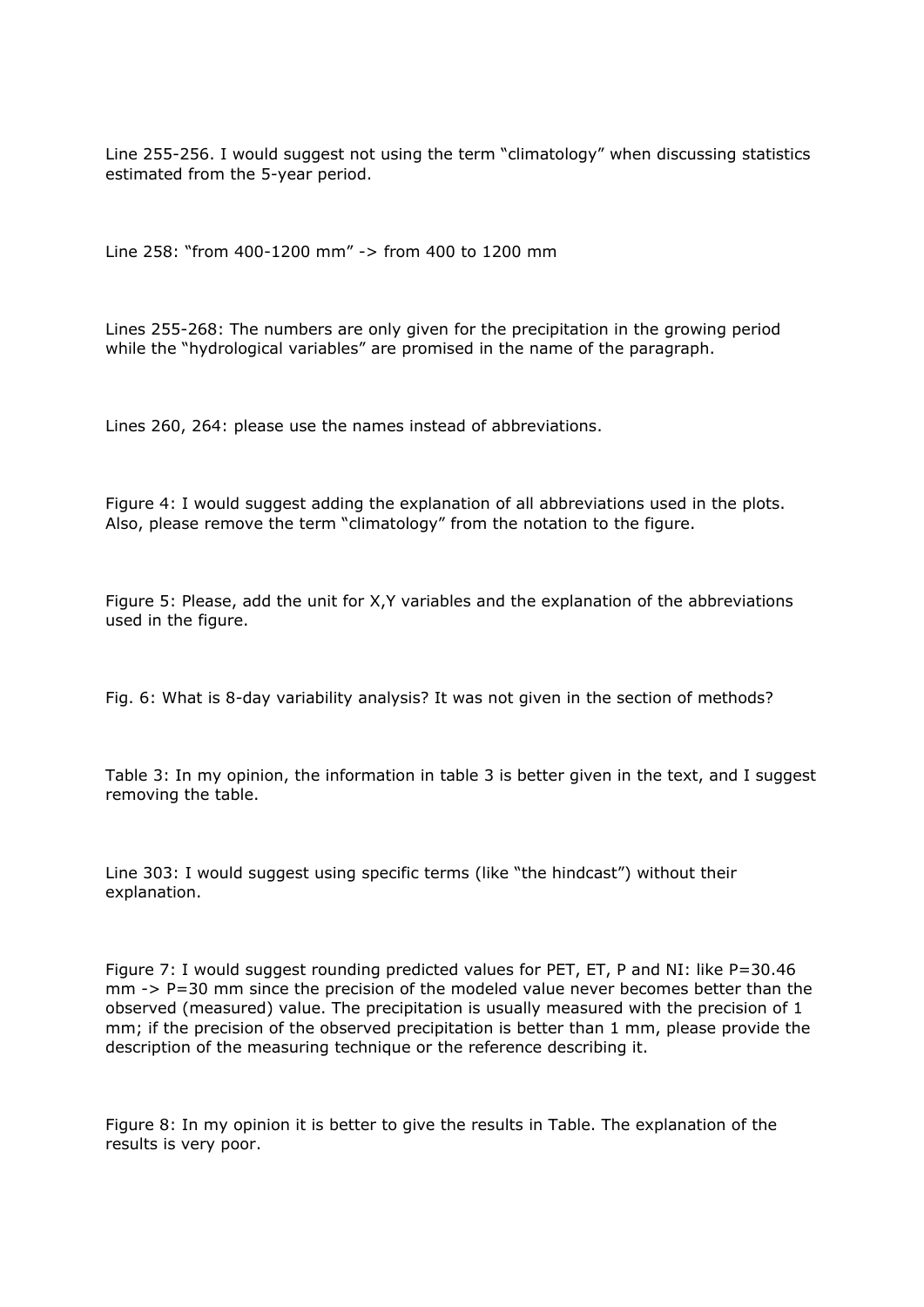Line 255-256. I would suggest not using the term "climatology" when discussing statistics estimated from the 5-year period.

Line 258: "from 400-1200 mm" -> from 400 to 1200 mm

Lines 255-268: The numbers are only given for the precipitation in the growing period while the "hydrological variables" are promised in the name of the paragraph.

Lines 260, 264: please use the names instead of abbreviations.

Figure 4: I would suggest adding the explanation of all abbreviations used in the plots. Also, please remove the term "climatology" from the notation to the figure.

Figure 5: Please, add the unit for X,Y variables and the explanation of the abbreviations used in the figure.

Fig. 6: What is 8-day variability analysis? It was not given in the section of methods?

Table 3: In my opinion, the information in table 3 is better given in the text, and I suggest removing the table.

Line 303: I would suggest using specific terms (like "the hindcast") without their explanation.

Figure 7: I would suggest rounding predicted values for PET, ET, P and NI: like P=30.46 mm -> P=30 mm since the precision of the modeled value never becomes better than the observed (measured) value. The precipitation is usually measured with the precision of 1 mm; if the precision of the observed precipitation is better than 1 mm, please provide the description of the measuring technique or the reference describing it.

Figure 8: In my opinion it is better to give the results in Table. The explanation of the results is very poor.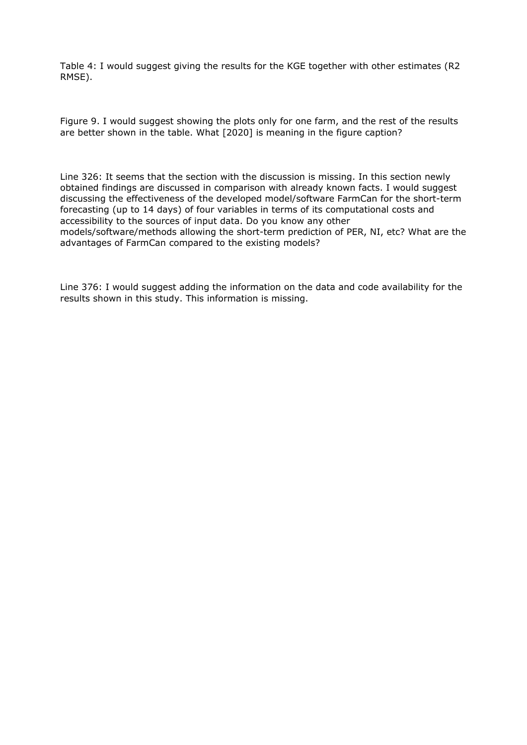Table 4: I would suggest giving the results for the KGE together with other estimates (R2 RMSE).

Figure 9. I would suggest showing the plots only for one farm, and the rest of the results are better shown in the table. What [2020] is meaning in the figure caption?

Line 326: It seems that the section with the discussion is missing. In this section newly obtained findings are discussed in comparison with already known facts. I would suggest discussing the effectiveness of the developed model/software FarmCan for the short-term forecasting (up to 14 days) of four variables in terms of its computational costs and accessibility to the sources of input data. Do you know any other models/software/methods allowing the short-term prediction of PER, NI, etc? What are the advantages of FarmCan compared to the existing models?

Line 376: I would suggest adding the information on the data and code availability for the results shown in this study. This information is missing.